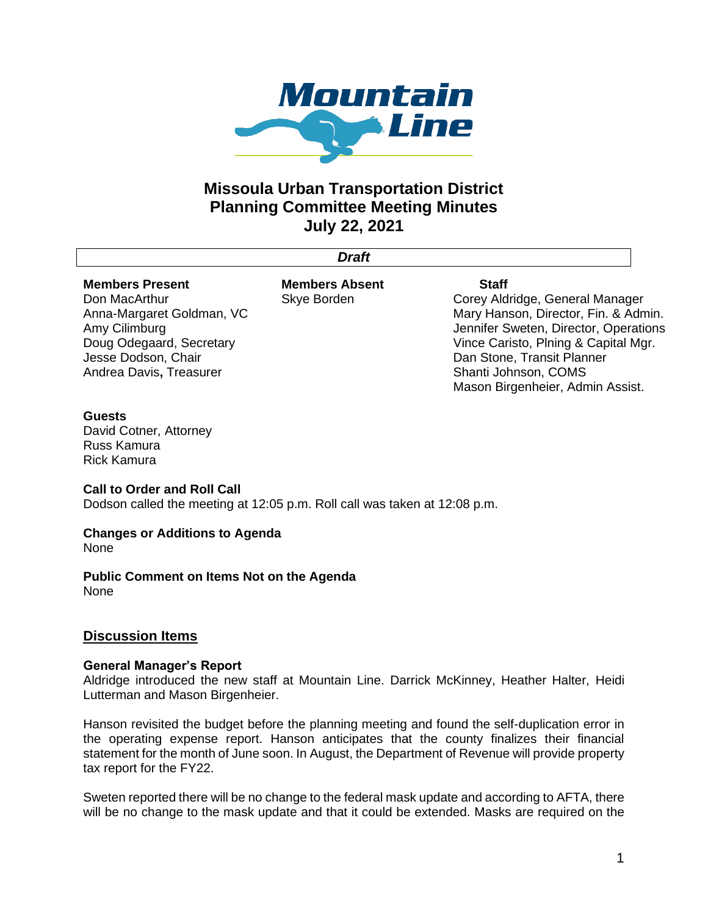# Missoula Urban Transportation District
## Planning Committee Meeting Minutes
## July 22, 2021

***Draft***

| Members Present | Members Absent | Staff |
|---|---|---|
| Don MacArthur | Skye Borden | Corey Aldridge, General Manager |
| Anna-Margaret Goldman, VC | | Mary Hanson, Director, Fin. & Admin. |
| Amy Cilimburg | | Jennifer Sweten, Director, Operations |
| Doug Odegaard, Secretary | | Vince Caristo, Plning & Capital Mgr. |
| Jesse Dodson, Chair | | Dan Stone, Transit Planner |
| Andrea Davis, Treasurer | | Shanti Johnson, COMS |
| | | Mason Birgenheier, Admin Assist. |

**Guests**
David Cotner, Attorney
Russ Kamura
Rick Kamura

**Call to Order and Roll Call**
Dodson called the meeting at 12:05 p.m. Roll call was taken at 12:08 p.m.

**Changes or Additions to Agenda**
None

**Public Comment on Items Not on the Agenda**
None

## Discussion Items

**General Manager's Report**
Aldridge introduced the new staff at Mountain Line. Darrick McKinney, Heather Halter, Heidi Lutterman and Mason Birgenheier.

Hanson revisited the budget before the planning meeting and found the self-duplication error in the operating expense report. Hanson anticipates that the county finalizes their financial statement for the month of June soon. In August, the Department of Revenue will provide property tax report for the FY22.

Sweten reported there will be no change to the federal mask update and according to AFTA, there will be no change to the mask update and that it could be extended. Masks are required on the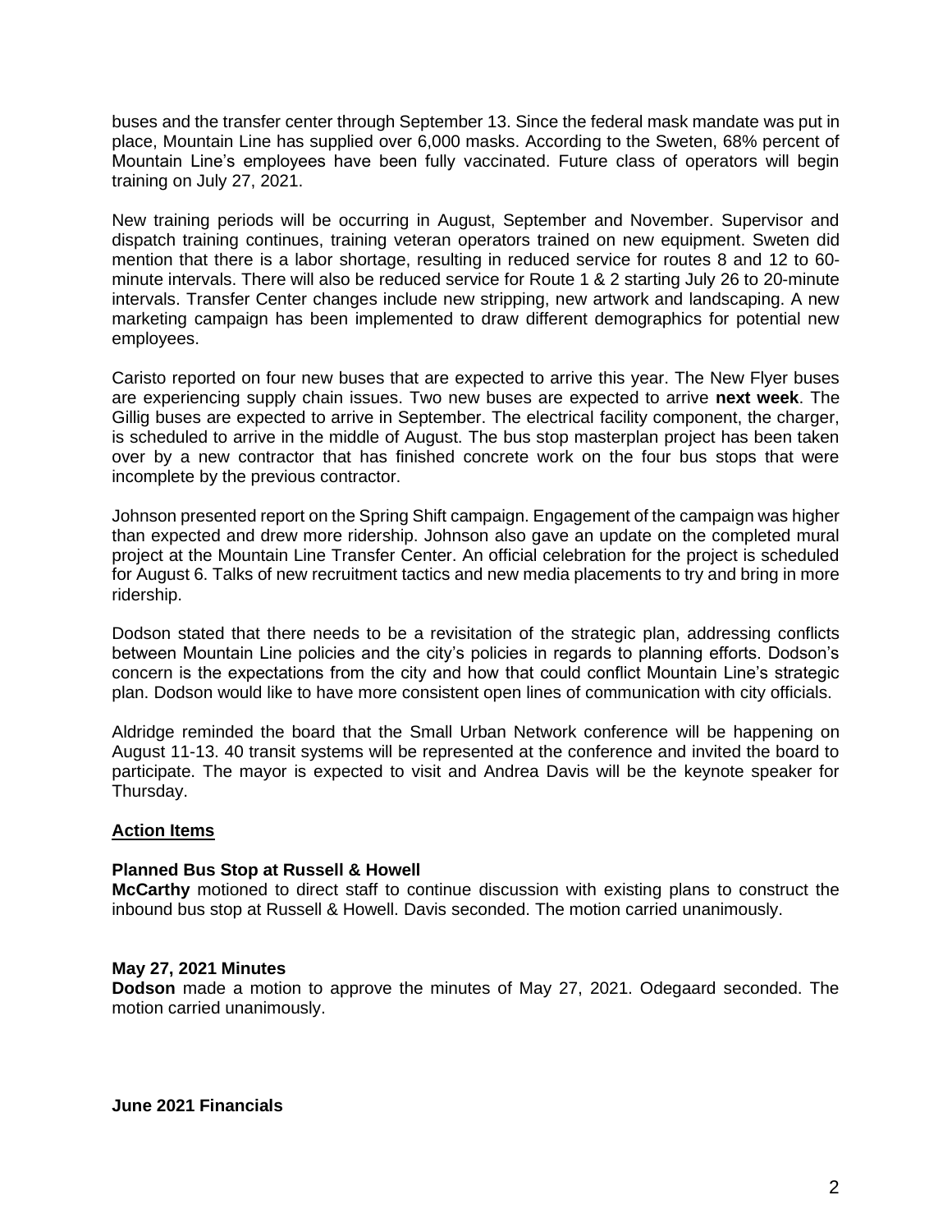buses and the transfer center through September 13. Since the federal mask mandate was put in place, Mountain Line has supplied over 6,000 masks. According to the Sweten, 68% percent of Mountain Line's employees have been fully vaccinated. Future class of operators will begin training on July 27, 2021.

New training periods will be occurring in August, September and November. Supervisor and dispatch training continues, training veteran operators trained on new equipment. Sweten did mention that there is a labor shortage, resulting in reduced service for routes 8 and 12 to 60-minute intervals. There will also be reduced service for Route 1 & 2 starting July 26 to 20-minute intervals. Transfer Center changes include new stripping, new artwork and landscaping. A new marketing campaign has been implemented to draw different demographics for potential new employees.

Caristo reported on four new buses that are expected to arrive this year. The New Flyer buses are experiencing supply chain issues. Two new buses are expected to arrive **next week**. The Gillig buses are expected to arrive in September. The electrical facility component, the charger, is scheduled to arrive in the middle of August. The bus stop masterplan project has been taken over by a new contractor that has finished concrete work on the four bus stops that were incomplete by the previous contractor.

Johnson presented report on the Spring Shift campaign. Engagement of the campaign was higher than expected and drew more ridership. Johnson also gave an update on the completed mural project at the Mountain Line Transfer Center. An official celebration for the project is scheduled for August 6. Talks of new recruitment tactics and new media placements to try and bring in more ridership.

Dodson stated that there needs to be a revisitation of the strategic plan, addressing conflicts between Mountain Line policies and the city's policies in regards to planning efforts. Dodson's concern is the expectations from the city and how that could conflict Mountain Line's strategic plan. Dodson would like to have more consistent open lines of communication with city officials.

Aldridge reminded the board that the Small Urban Network conference will be happening on August 11-13. 40 transit systems will be represented at the conference and invited the board to participate. The mayor is expected to visit and Andrea Davis will be the keynote speaker for Thursday.

## Action Items

**Planned Bus Stop at Russell & Howell**
**McCarthy** motioned to direct staff to continue discussion with existing plans to construct the inbound bus stop at Russell & Howell. Davis seconded. The motion carried unanimously.

**May 27, 2021 Minutes**
**Dodson** made a motion to approve the minutes of May 27, 2021. Odegaard seconded. The motion carried unanimously.

**June 2021 Financials**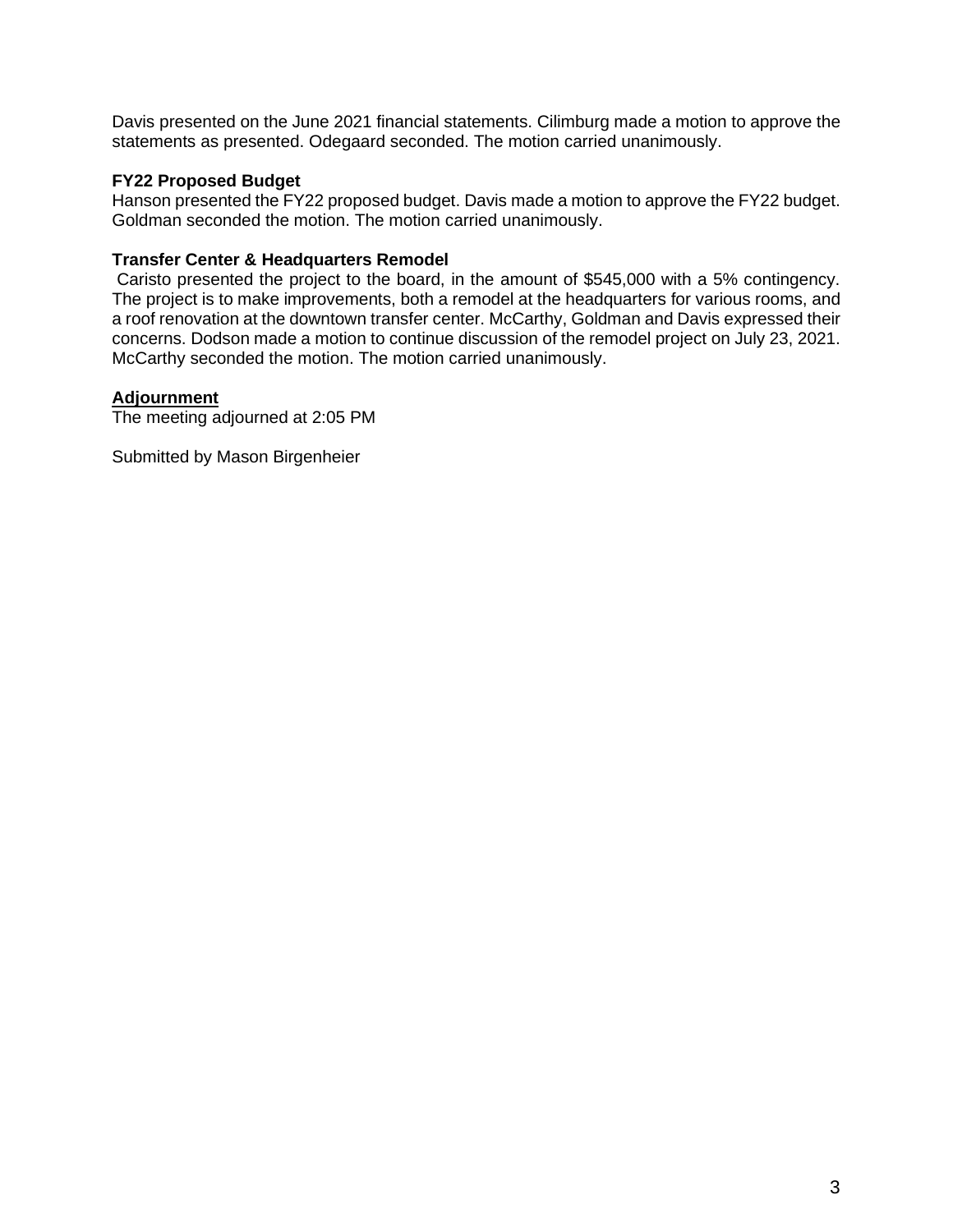Davis presented on the June 2021 financial statements. Cilimburg made a motion to approve the statements as presented. Odegaard seconded. The motion carried unanimously.

**FY22 Proposed Budget**

Hanson presented the FY22 proposed budget. Davis made a motion to approve the FY22 budget. Goldman seconded the motion. The motion carried unanimously.

**Transfer Center & Headquarters Remodel**

Caristo presented the project to the board, in the amount of $545,000 with a 5% contingency. The project is to make improvements, both a remodel at the headquarters for various rooms, and a roof renovation at the downtown transfer center. McCarthy, Goldman and Davis expressed their concerns. Dodson made a motion to continue discussion of the remodel project on July 23, 2021. McCarthy seconded the motion. The motion carried unanimously.

**Adjournment**

The meeting adjourned at 2:05 PM

Submitted by Mason Birgenheier